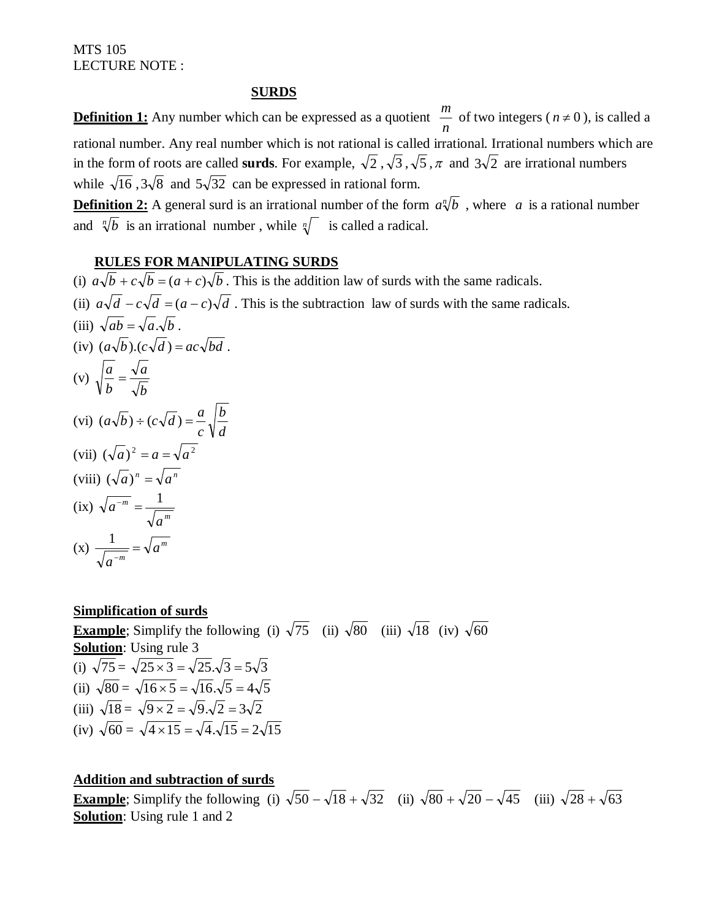MTS 105

LECTURE NOTE :

## SURDS

**Definition 1:** Any number which can be expressed as a quotient $\frac{m}{n}$ of two integers ( $n \neq 0$ ), is called a rational number. Any real number which is not rational is called irrational. Irrational numbers which are in the form of roots are called **surds**. For example, $\sqrt{2}$ , $\sqrt{3}$ , $\sqrt{5}$ , $\pi$ and $3\sqrt{2}$ are irrational numbers while $\sqrt{16}$ , $3\sqrt{8}$ and $5\sqrt{32}$ can be expressed in rational form.

**Definition 2:** A general surd is an irrational number of the form $a\sqrt[n]{b}$ , where $a$ is a rational number and $\sqrt[n]{b}$ is an irrational number , while $\sqrt[n]{\phantom{b}}$ is called a radical.

### RULES FOR MANIPULATING SURDS

(i) $a\sqrt{b} + c\sqrt{b} = (a+c)\sqrt{b}$ . This is the addition law of surds with the same radicals.

(ii) $a\sqrt{d} - c\sqrt{d} = (a-c)\sqrt{d}$ . This is the subtraction law of surds with the same radicals.

(iii) $\sqrt{ab} = \sqrt{a}.\sqrt{b}$ .

(iv) $(a\sqrt{b}).(c\sqrt{d}) = ac\sqrt{bd}$ .

(v) $\sqrt{\frac{a}{b}} = \frac{\sqrt{a}}{\sqrt{b}}$

(vi) $(a\sqrt{b}) \div (c\sqrt{d}) = \frac{a}{c}\sqrt{\frac{b}{d}}$

(vii) $(\sqrt{a})^2 = a = \sqrt{a^2}$

(viii) $(\sqrt{a})^n = \sqrt{a^n}$

(ix) $\sqrt{a^{-m}} = \frac{1}{\sqrt{a^m}}$

(x) $\frac{1}{\sqrt{a^{-m}}} = \sqrt{a^m}$

**Simplification of surds**

**Example**; Simplify the following (i) $\sqrt{75}$ (ii) $\sqrt{80}$ (iii) $\sqrt{18}$ (iv) $\sqrt{60}$

**Solution**: Using rule 3

(i) $\sqrt{75} = \sqrt{25 \times 3} = \sqrt{25}.\sqrt{3} = 5\sqrt{3}$

(ii) $\sqrt{80} = \sqrt{16 \times 5} = \sqrt{16}.\sqrt{5} = 4\sqrt{5}$

(iii) $\sqrt{18} = \sqrt{9 \times 2} = \sqrt{9}.\sqrt{2} = 3\sqrt{2}$

(iv) $\sqrt{60} = \sqrt{4 \times 15} = \sqrt{4}.\sqrt{15} = 2\sqrt{15}$

**Addition and subtraction of surds**

**Example**; Simplify the following (i) $\sqrt{50} - \sqrt{18} + \sqrt{32}$ (ii) $\sqrt{80} + \sqrt{20} - \sqrt{45}$ (iii) $\sqrt{28} + \sqrt{63}$

**Solution**: Using rule 1 and 2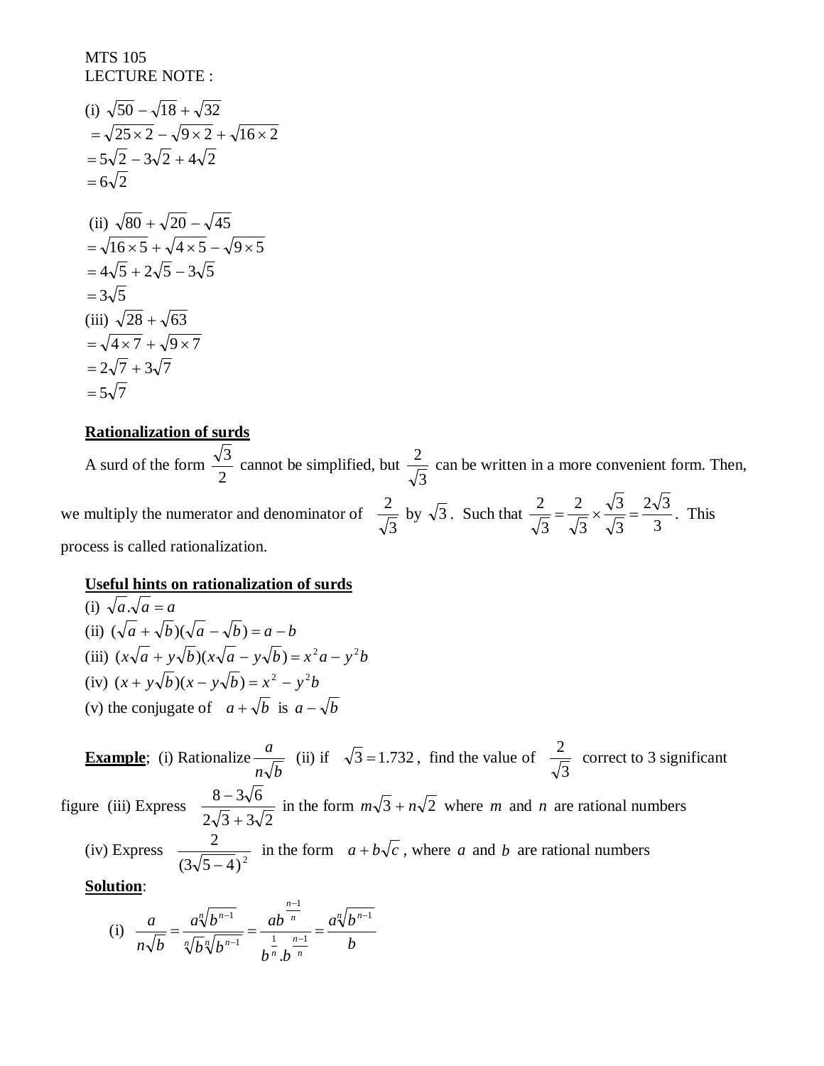MTS 105
LECTURE NOTE :

(i) $\sqrt{50}-\sqrt{18}+\sqrt{32}$
$=\sqrt{25\times 2}-\sqrt{9\times 2}+\sqrt{16\times 2}$
$=5\sqrt{2}-3\sqrt{2}+4\sqrt{2}$
$=6\sqrt{2}$

(ii) $\sqrt{80}+\sqrt{20}-\sqrt{45}$
$=\sqrt{16\times 5}+\sqrt{4\times 5}-\sqrt{9\times 5}$
$=4\sqrt{5}+2\sqrt{5}-3\sqrt{5}$
$=3\sqrt{5}$

(iii) $\sqrt{28}+\sqrt{63}$
$=\sqrt{4\times 7}+\sqrt{9\times 7}$
$=2\sqrt{7}+3\sqrt{7}$
$=5\sqrt{7}$

**Rationalization of surds**

A surd of the form $\frac{\sqrt{3}}{2}$ cannot be simplified, but $\frac{2}{\sqrt{3}}$ can be written in a more convenient form. Then, we multiply the numerator and denominator of $\frac{2}{\sqrt{3}}$ by $\sqrt{3}$. Such that $\frac{2}{\sqrt{3}}=\frac{2}{\sqrt{3}}\times\frac{\sqrt{3}}{\sqrt{3}}=\frac{2\sqrt{3}}{3}$. This process is called rationalization.

**Useful hints on rationalization of surds**

(i) $\sqrt{a}.\sqrt{a}=a$
(ii) $(\sqrt{a}+\sqrt{b})(\sqrt{a}-\sqrt{b})=a-b$
(iii) $(x\sqrt{a}+y\sqrt{b})(x\sqrt{a}-y\sqrt{b})=x^2a-y^2b$
(iv) $(x+y\sqrt{b})(x-y\sqrt{b})=x^2-y^2b$
(v) the conjugate of $a+\sqrt{b}$ is $a-\sqrt{b}$

**Example**; (i) Rationalize $\frac{a}{n\sqrt{b}}$ (ii) if $\sqrt{3}=1.732$, find the value of $\frac{2}{\sqrt{3}}$ correct to 3 significant figure (iii) Express $\frac{8-3\sqrt{6}}{2\sqrt{3}+3\sqrt{2}}$ in the form $m\sqrt{3}+n\sqrt{2}$ where $m$ and $n$ are rational numbers

(iv) Express $\frac{2}{(3\sqrt{5}-4)^2}$ in the form $a+b\sqrt{c}$, where $a$ and $b$ are rational numbers

**Solution**:

(i) $\frac{a}{n\sqrt{b}}=\frac{a\sqrt[n]{b^{n-1}}}{\sqrt[n]{b}\sqrt[n]{b^{n-1}}}=\frac{ab^{\frac{n-1}{n}}}{b^{\frac{1}{n}}.b^{\frac{n-1}{n}}}=\frac{a\sqrt[n]{b^{n-1}}}{b}$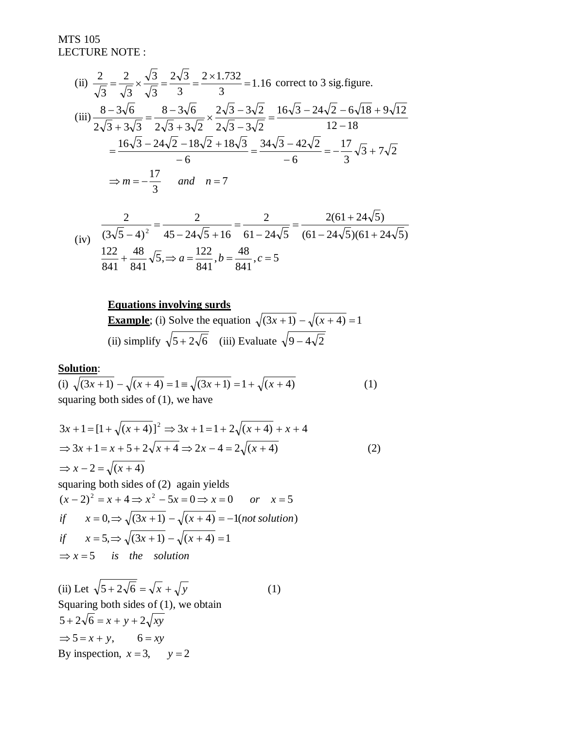MTS 105
LECTURE NOTE :

(ii) $\frac{2}{\sqrt{3}} = \frac{2}{\sqrt{3}} \times \frac{\sqrt{3}}{\sqrt{3}} = \frac{2\sqrt{3}}{3} = \frac{2 \times 1.732}{3} = 1.16$ correct to 3 sig.figure.

(iii) $\frac{8-3\sqrt{6}}{2\sqrt{3}+3\sqrt{3}} = \frac{8-3\sqrt{6}}{2\sqrt{3}+3\sqrt{2}} \times \frac{2\sqrt{3}-3\sqrt{2}}{2\sqrt{3}-3\sqrt{2}} = \frac{16\sqrt{3}-24\sqrt{2}-6\sqrt{18}+9\sqrt{12}}{12-18}$

$$= \frac{16\sqrt{3}-24\sqrt{2}-18\sqrt{2}+18\sqrt{3}}{-6} = \frac{34\sqrt{3}-42\sqrt{2}}{-6} = -\frac{17}{3}\sqrt{3}+7\sqrt{2}$$

$$\Rightarrow m = -\frac{17}{3} \quad and \quad n = 7$$

(iv) $\frac{2}{(3\sqrt{5}-4)^2} = \frac{2}{45-24\sqrt{5}+16} = \frac{2}{61-24\sqrt{5}} = \frac{2(61+24\sqrt{5})}{(61-24\sqrt{5})(61+24\sqrt{5})}$

$$\frac{122}{841} + \frac{48}{841}\sqrt{5}, \Rightarrow a = \frac{122}{841}, b = \frac{48}{841}, c = 5$$

**<u>Equations involving surds</u>**

**<u>Example</u>**; (i) Solve the equation $\sqrt{(3x+1)} - \sqrt{(x+4)} = 1$

(ii) simplify $\sqrt{5+2\sqrt{6}}$ (iii) Evaluate $\sqrt{9-4\sqrt{2}}$

**<u>Solution</u>**:

(i) $\sqrt{(3x+1)} - \sqrt{(x+4)} = 1 \equiv \sqrt{(3x+1)} = 1 + \sqrt{(x+4)}$ (1)

squaring both sides of (1), we have

$$3x+1 = [1+\sqrt{(x+4)}]^2 \Rightarrow 3x+1 = 1+2\sqrt{(x+4)} + x + 4$$

$$\Rightarrow 3x+1 = x+5+2\sqrt{x+4} \Rightarrow 2x-4 = 2\sqrt{(x+4)} \qquad (2)$$

$$\Rightarrow x-2 = \sqrt{(x+4)}$$

squaring both sides of (2) again yields

$$(x-2)^2 = x+4 \Rightarrow x^2 - 5x = 0 \Rightarrow x = 0 \quad or \quad x = 5$$

$$if \quad x = 0, \Rightarrow \sqrt{(3x+1)} - \sqrt{(x+4)} = -1 (not\, solution)$$

$$if \quad x = 5, \Rightarrow \sqrt{(3x+1)} - \sqrt{(x+4)} = 1$$

$$\Rightarrow x = 5 \quad is \quad the \quad solution$$

(ii) Let $\sqrt{5+2\sqrt{6}} = \sqrt{x} + \sqrt{y}$ (1)

Squaring both sides of (1), we obtain

$$5+2\sqrt{6} = x+y+2\sqrt{xy}$$

$$\Rightarrow 5 = x+y, \qquad 6 = xy$$

By inspection, $x = 3, \quad y = 2$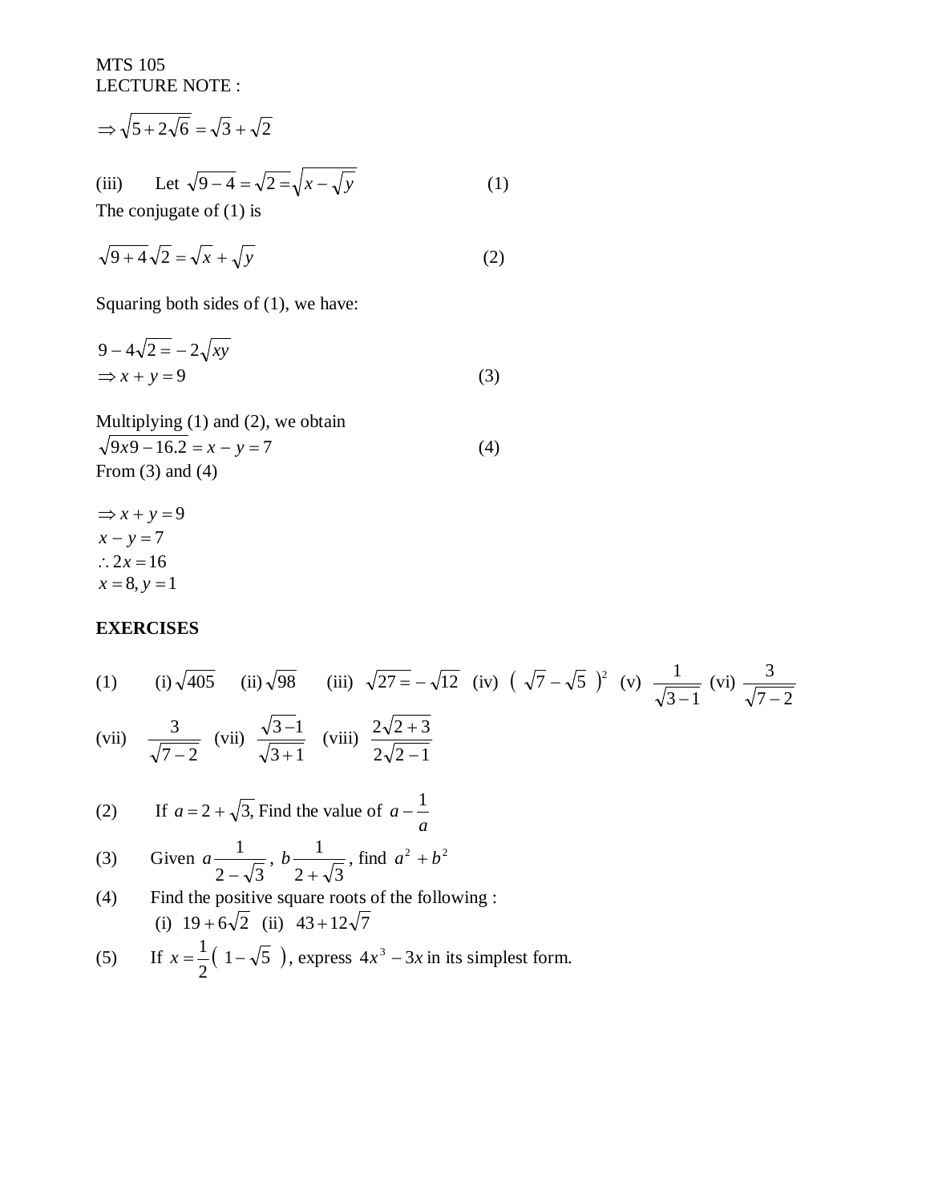MTS 105
LECTURE NOTE :

$$\Rightarrow \sqrt{5+2\sqrt{6}} = \sqrt{3}+\sqrt{2}$$

(iii) Let $\sqrt{9-4} = \sqrt{2} = \sqrt{x-\sqrt{y}}$ (1)

The conjugate of (1) is

$$\sqrt{9+4}\sqrt{2} = \sqrt{x}+\sqrt{y} \quad (2)$$

Squaring both sides of (1), we have:

$$9-4\sqrt{2 =} -2\sqrt{xy}$$
$$\Rightarrow x+y=9 \quad (3)$$

Multiplying (1) and (2), we obtain

$$\sqrt{9x9-16.2} = x-y=7 \quad (4)$$

From (3) and (4)

$$\Rightarrow x+y=9$$
$$x-y=7$$
$$\therefore 2x=16$$
$$x=8, y=1$$

**EXERCISES**

(1) (i) $\sqrt{405}$ (ii) $\sqrt{98}$ (iii) $\sqrt{27=} -\sqrt{12}$ (iv) $\left(\sqrt{7}-\sqrt{5}\right)^2$ (v) $\dfrac{1}{\sqrt{3-1}}$ (vi) $\dfrac{3}{\sqrt{7-2}}$

(vii) $\dfrac{3}{\sqrt{7-2}}$ (vii) $\dfrac{\sqrt{3-1}}{\sqrt{3+1}}$ (viii) $\dfrac{2\sqrt{2+3}}{2\sqrt{2-1}}$

(2) If $a=2+\sqrt{3}$, Find the value of $a-\dfrac{1}{a}$

(3) Given $a\dfrac{1}{2-\sqrt{3}}$, $b\dfrac{1}{2+\sqrt{3}}$, find $a^2+b^2$

(4) Find the positive square roots of the following :
(i) $19+6\sqrt{2}$ (ii) $43+12\sqrt{7}$

(5) If $x=\dfrac{1}{2}\left(1-\sqrt{5}\right)$, express $4x^3-3x$ in its simplest form.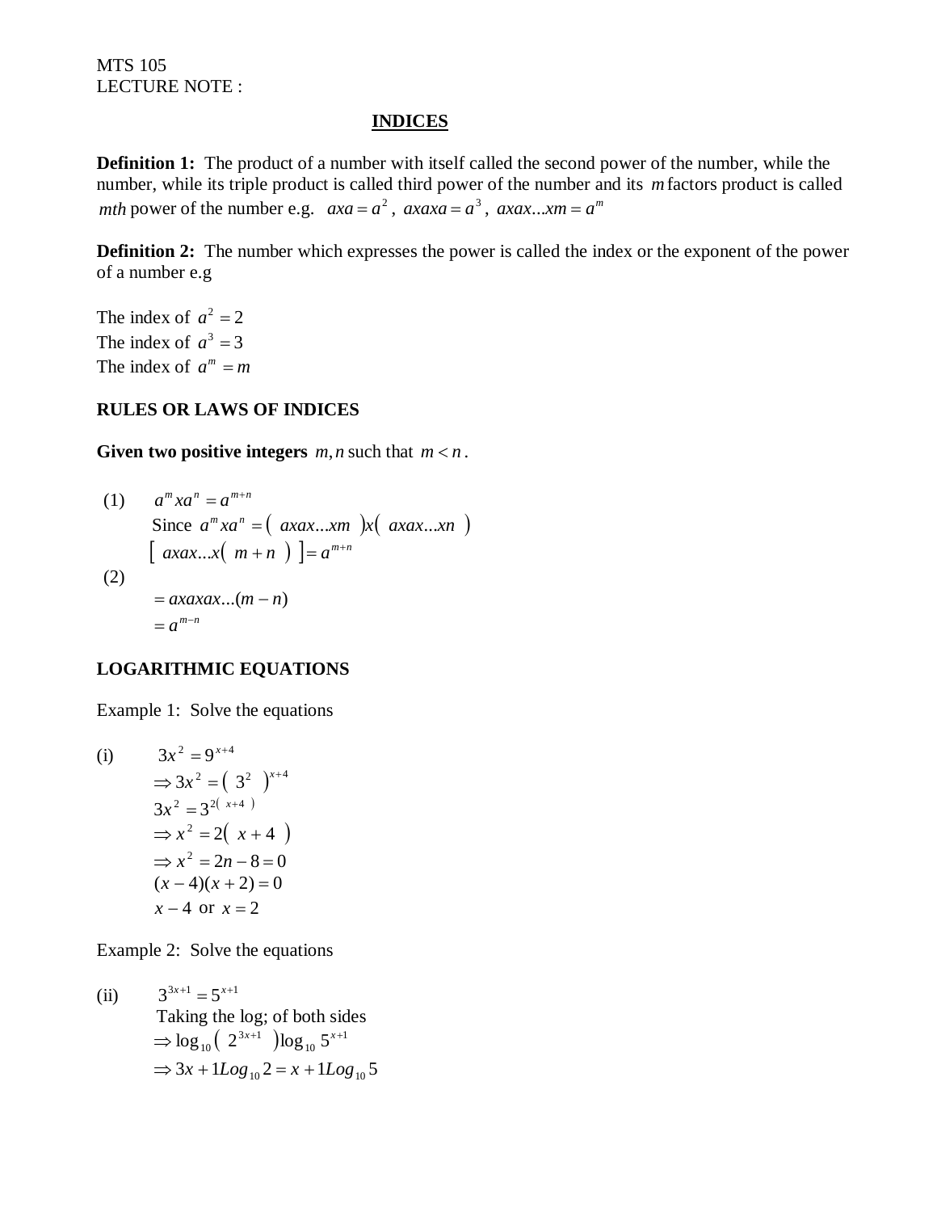MTS 105
LECTURE NOTE :

## INDICES

**Definition 1:** The product of a number with itself called the second power of the number, while the number, while its triple product is called third power of the number and its $m$ factors product is called $mth$ power of the number e.g. $axa = a^2$ , $axaxa = a^3$ , $axax...xm = a^m$

**Definition 2:** The number which expresses the power is called the index or the exponent of the power of a number e.g

The index of $a^2 = 2$
The index of $a^3 = 3$
The index of $a^m = m$

### RULES OR LAWS OF INDICES

**Given two positive integers** $m, n$ such that $m < n$ .

(1) $a^m x a^n = a^{m+n}$

Since $a^m x a^n = ( axax...xm )x( axax...xn )$

$[ axax...x( m+n ) ] = a^{m+n}$

(2)

$= axaxax...(m-n)$

$= a^{m-n}$

### LOGARITHMIC EQUATIONS

Example 1: Solve the equations

(i) $3x^2 = 9^{x+4}$

$\Rightarrow 3x^2 = ( 3^2 )^{x+4}$

$3x^2 = 3^{2( x+4 )}$

$\Rightarrow x^2 = 2( x+4 )$

$\Rightarrow x^2 = 2n - 8 = 0$

$(x-4)(x+2) = 0$

$x - 4$ or $x = 2$

Example 2: Solve the equations

(ii) $3^{3x+1} = 5^{x+1}$

Taking the log; of both sides

$\Rightarrow \log_{10} ( 2^{3x+1} ) \log_{10} 5^{x+1}$

$\Rightarrow 3x + 1Log_{10} 2 = x + 1Log_{10} 5$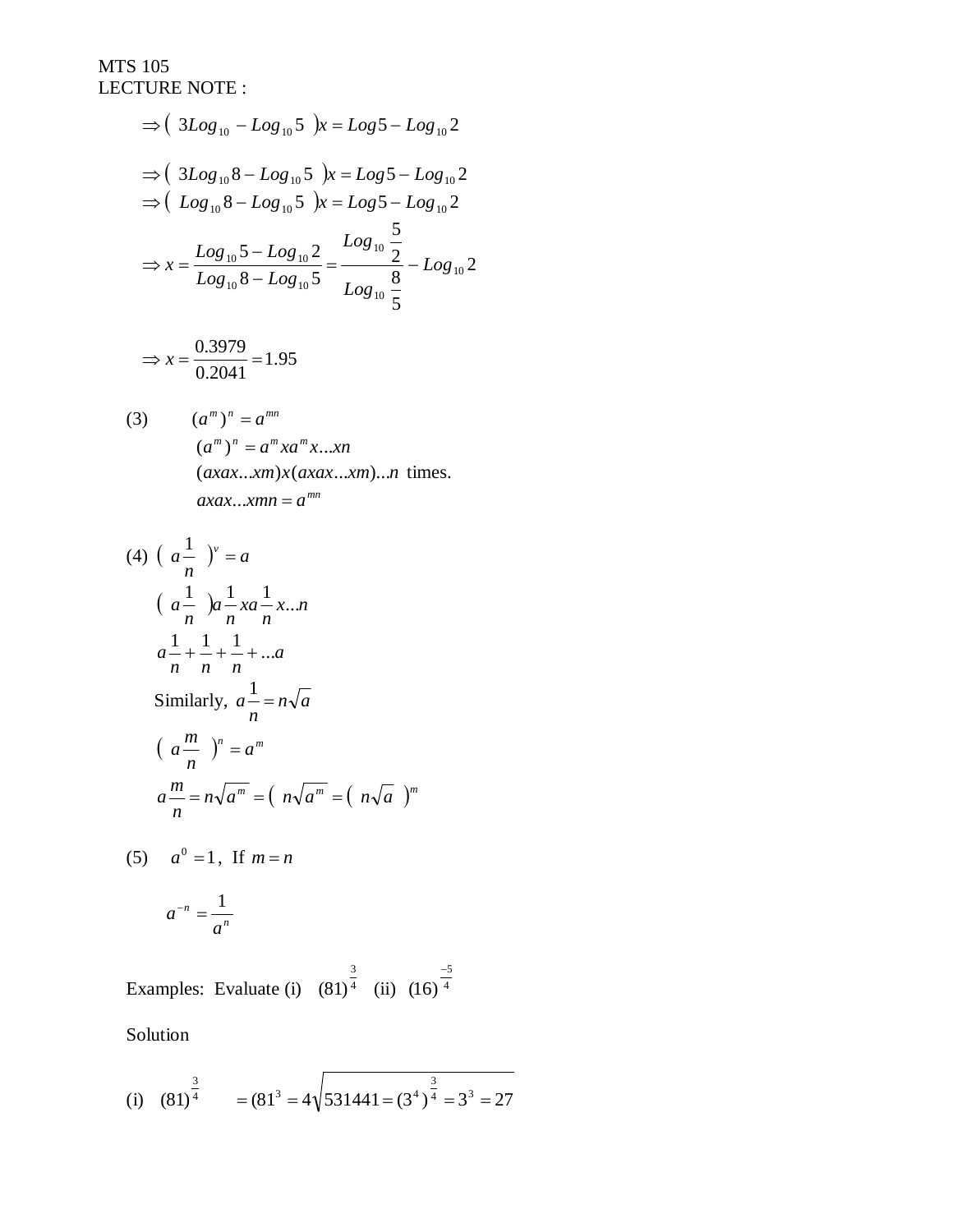MTS 105
LECTURE NOTE :

$$\Rightarrow ( \ 3Log_{10} - Log_{10} 5 \ )x = Log 5 - Log_{10} 2$$

$$\Rightarrow ( \ 3Log_{10} 8 - Log_{10} 5 \ )x = Log 5 - Log_{10} 2$$

$$\Rightarrow ( \ Log_{10} 8 - Log_{10} 5 \ )x = Log 5 - Log_{10} 2$$

$$\Rightarrow x = \frac{Log_{10} 5 - Log_{10} 2}{Log_{10} 8 - Log_{10} 5} = \frac{Log_{10} \frac{5}{2}}{Log_{10} \frac{8}{5}} - Log_{10} 2$$

$$\Rightarrow x = \frac{0.3979}{0.2041} = 1.95$$

(3) $(a^m)^n = a^{mn}$

$(a^m)^n = a^m x a^m x \ldots xn$

$(axax\ldots xm)x(axax\ldots xm)\ldots n$ times.

$axax\ldots xmn = a^{mn}$

(4) $( \ a\frac{1}{n} \ )^v = a$

$( \ a\frac{1}{n} \ )a\frac{1}{n} x a\frac{1}{n} x \ldots n$

$a\frac{1}{n} + \frac{1}{n} + \frac{1}{n} + \ldots a$

Similarly, $a\frac{1}{n} = n\sqrt{a}$

$( \ a\frac{m}{n} \ )^n = a^m$

$a\frac{m}{n} = n\sqrt{a^m} = ( \ n\sqrt{a^m} = ( \ n\sqrt{a} \ )^m$

(5) $a^0 = 1$, If $m = n$

$a^{-n} = \frac{1}{a^n}$

Examples: Evaluate (i) $(81)^{\frac{3}{4}}$ (ii) $(16)^{\frac{-5}{4}}$

Solution

(i) $(81)^{\frac{3}{4}} = (81^3 = 4\sqrt{531441 = (3^4)^{\frac{3}{4}} = 3^3 = 27}$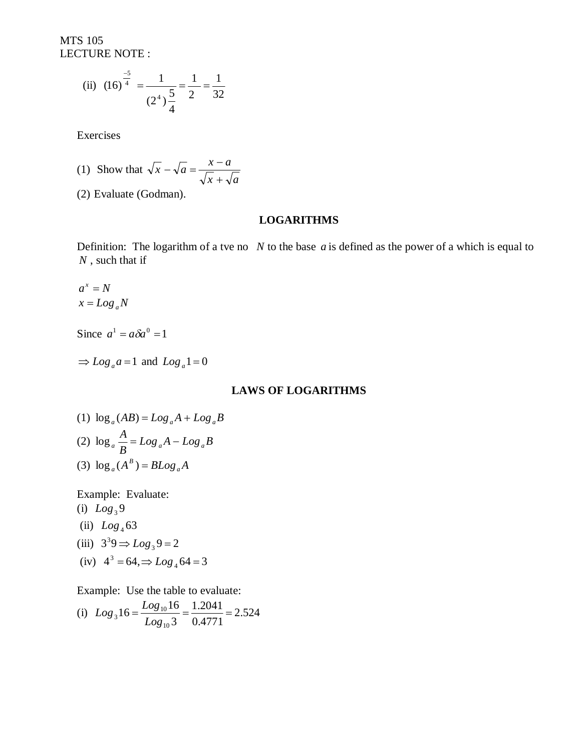MTS 105
LECTURE NOTE :

(ii) $(16)^{\frac{-5}{4}} = \dfrac{1}{(2^4)\dfrac{5}{4}} = \dfrac{1}{2} = \dfrac{1}{32}$

Exercises

(1) Show that $\sqrt{x} - \sqrt{a} = \dfrac{x-a}{\sqrt{x}+\sqrt{a}}$

(2) Evaluate (Godman).

## LOGARITHMS

Definition: The logarithm of a tve no $N$ to the base $a$ is defined as the power of a which is equal to $N$, such that if

$a^x = N$
$x = Log_a N$

Since $a^1 = a \delta a^0 = 1$

$\Rightarrow Log_a a = 1$ and $Log_a 1 = 0$

## LAWS OF LOGARITHMS

(1) $\log_a (AB) = Log_a A + Log_a B$

(2) $\log_a \dfrac{A}{B} = Log_a A - Log_a B$

(3) $\log_a (A^B) = B Log_a A$

Example: Evaluate:

(i) $Log_3 9$

(ii) $Log_4 63$

(iii) $3^3 9 \Rightarrow Log_3 9 = 2$

(iv) $4^3 = 64, \Rightarrow Log_4 64 = 3$

Example: Use the table to evaluate:

(i) $Log_3 16 = \dfrac{Log_{10} 16}{Log_{10} 3} = \dfrac{1.2041}{0.4771} = 2.524$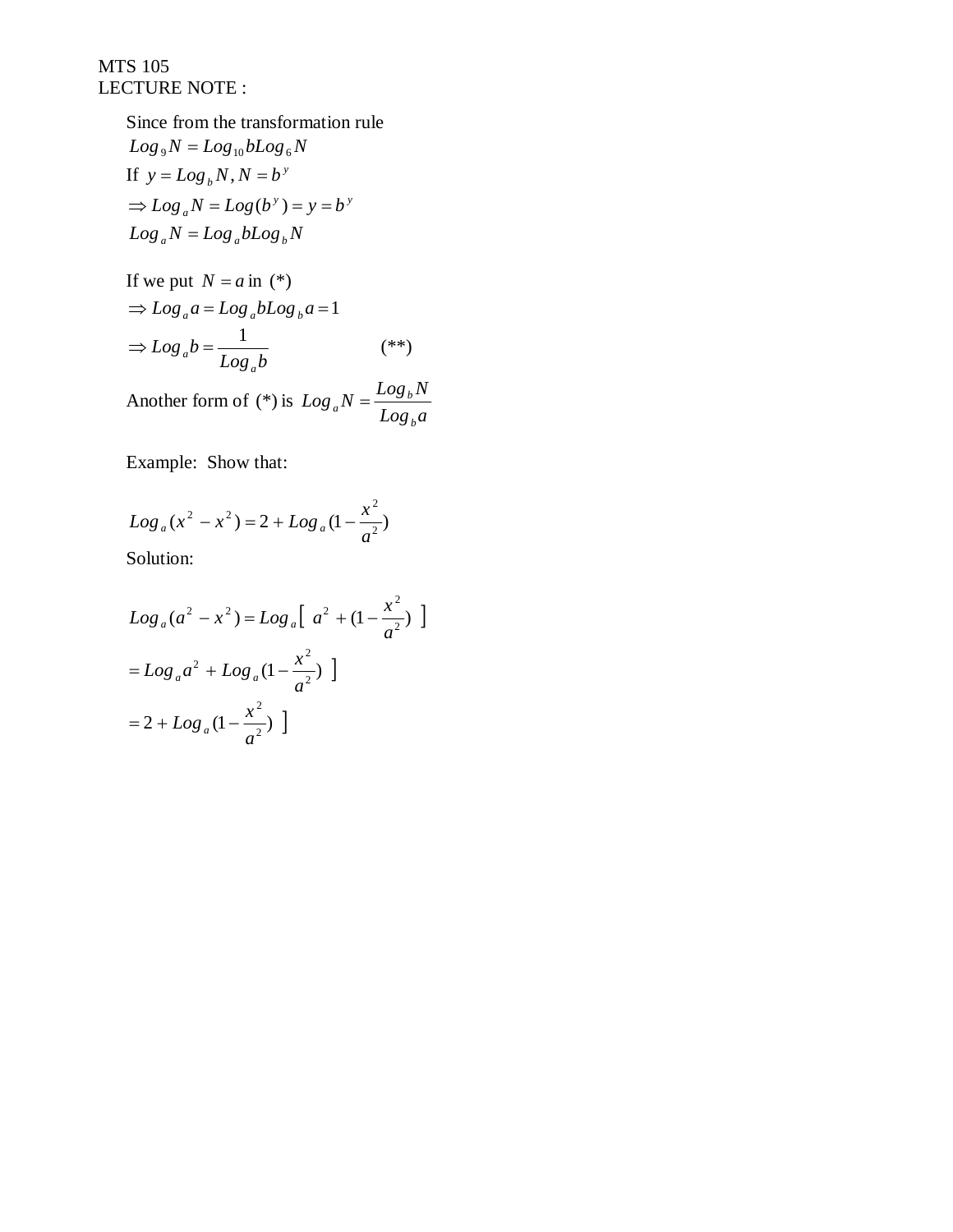MTS 105
LECTURE NOTE :

Since from the transformation rule

$Log_9 N = Log_{10} b Log_6 N$

If $y = Log_b N, N = b^y$

$\Rightarrow Log_a N = Log(b^y) = y = b^y$

$Log_a N = Log_a b Log_b N$

If we put $N = a$ in (*)

$\Rightarrow Log_a a = Log_a b Log_b a = 1$

$\Rightarrow Log_a b = \dfrac{1}{Log_a b}$ (**)

Another form of (*) is $Log_a N = \dfrac{Log_b N}{Log_b a}$

Example: Show that:

$Log_a (x^2 - x^2) = 2 + Log_a (1 - \dfrac{x^2}{a^2})$

Solution:

$Log_a (a^2 - x^2) = Log_a \left[\ a^2 + (1 - \dfrac{x^2}{a^2})\ \right]$

$= Log_a a^2 + Log_a (1 - \dfrac{x^2}{a^2})\ ]$

$= 2 + Log_a (1 - \dfrac{x^2}{a^2})\ ]$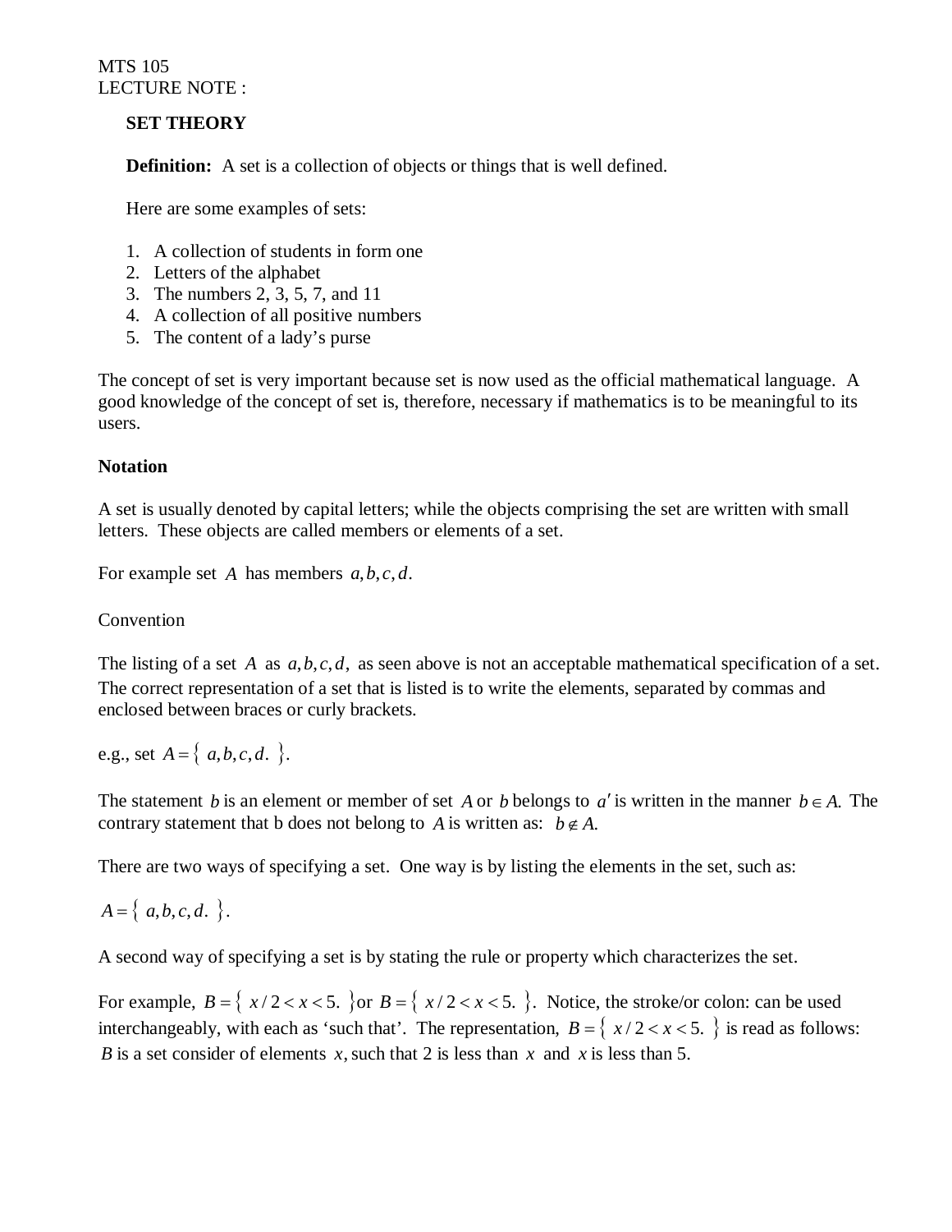MTS 105
LECTURE NOTE :

**SET THEORY**

**Definition:** A set is a collection of objects or things that is well defined.

Here are some examples of sets:

1. A collection of students in form one
2. Letters of the alphabet
3. The numbers 2, 3, 5, 7, and 11
4. A collection of all positive numbers
5. The content of a lady's purse

The concept of set is very important because set is now used as the official mathematical language. A good knowledge of the concept of set is, therefore, necessary if mathematics is to be meaningful to its users.

**Notation**

A set is usually denoted by capital letters; while the objects comprising the set are written with small letters. These objects are called members or elements of a set.

For example set $A$ has members $a, b, c, d.$

Convention

The listing of a set $A$ as $a, b, c, d,$ as seen above is not an acceptable mathematical specification of a set. The correct representation of a set that is listed is to write the elements, separated by commas and enclosed between braces or curly brackets.

e.g., set $A = \{ \ a, b, c, d. \ \}.$

The statement $b$ is an element or member of set $A$ or $b$ belongs to $a'$ is written in the manner $b \in A.$ The contrary statement that b does not belong to $A$ is written as: $b \notin A.$

There are two ways of specifying a set. One way is by listing the elements in the set, such as:

$A = \{ \ a, b, c, d. \ \}.$

A second way of specifying a set is by stating the rule or property which characterizes the set.

For example, $B = \{ \ x / 2 < x < 5. \ \}$or $B = \{ \ x / 2 < x < 5. \ \}.$ Notice, the stroke/or colon: can be used interchangeably, with each as 'such that'. The representation, $B = \{ \ x / 2 < x < 5. \ \}$ is read as follows: $B$ is a set consider of elements $x,$ such that 2 is less than $x$ and $x$ is less than 5.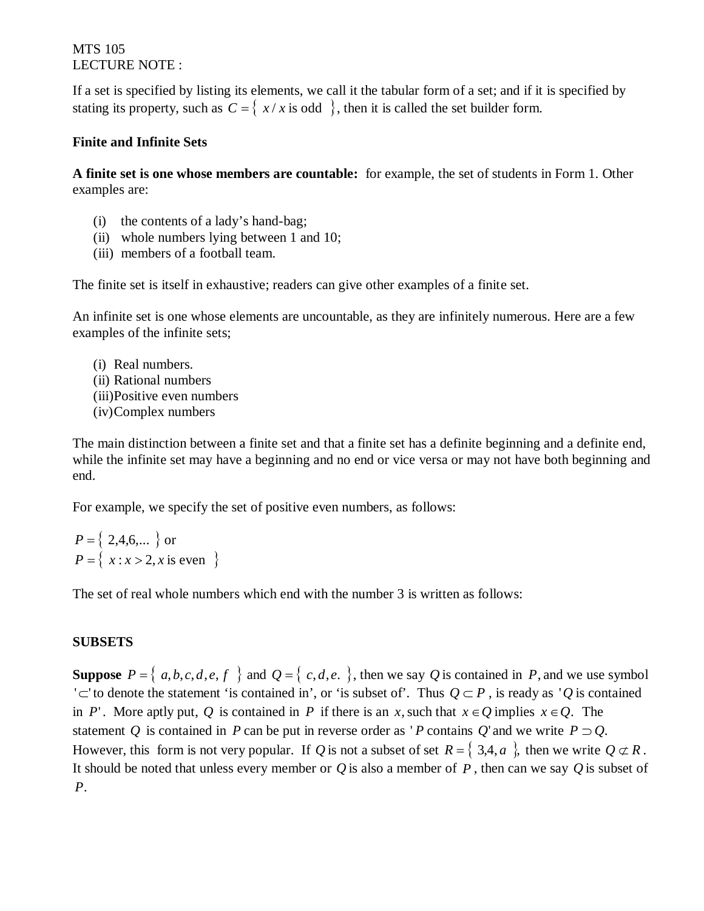MTS 105
LECTURE NOTE :

If a set is specified by listing its elements, we call it the tabular form of a set; and if it is specified by stating its property, such as $C = \{ \ x / x \text{ is odd } \}$, then it is called the set builder form.

**Finite and Infinite Sets**

**A finite set is one whose members are countable:** for example, the set of students in Form 1. Other examples are:

(i) the contents of a lady's hand-bag;
(ii) whole numbers lying between 1 and 10;
(iii) members of a football team.

The finite set is itself in exhaustive; readers can give other examples of a finite set.

An infinite set is one whose elements are uncountable, as they are infinitely numerous. Here are a few examples of the infinite sets;

(i) Real numbers.
(ii) Rational numbers
(iii) Positive even numbers
(iv) Complex numbers

The main distinction between a finite set and that a finite set has a definite beginning and a definite end, while the infinite set may have a beginning and no end or vice versa or may not have both beginning and end.

For example, we specify the set of positive even numbers, as follows:

$P = \{ \ 2,4,6,... \ \}$ or
$P = \{ \ x : x > 2, x \text{ is even } \}$

The set of real whole numbers which end with the number 3 is written as follows:

**SUBSETS**

**Suppose** $P = \{ \ a, b, c, d, e, f \ \}$ and $Q = \{ \ c, d, e. \ \}$, then we say $Q$ is contained in $P$, and we use symbol '$\subset$' to denote the statement 'is contained in', or 'is subset of'. Thus $Q \subset P$, is ready as '$Q$ is contained in $P$'. More aptly put, $Q$ is contained in $P$ if there is an $x$, such that $x \in Q$ implies $x \in Q$. The statement $Q$ is contained in $P$ can be put in reverse order as '$P$ contains $Q$' and we write $P \supset Q$. However, this form is not very popular. If $Q$ is not a subset of set $R = \{ \ 3,4, a \ \}$, then we write $Q \not\subset R$. It should be noted that unless every member or $Q$ is also a member of $P$, then can we say $Q$ is subset of $P$.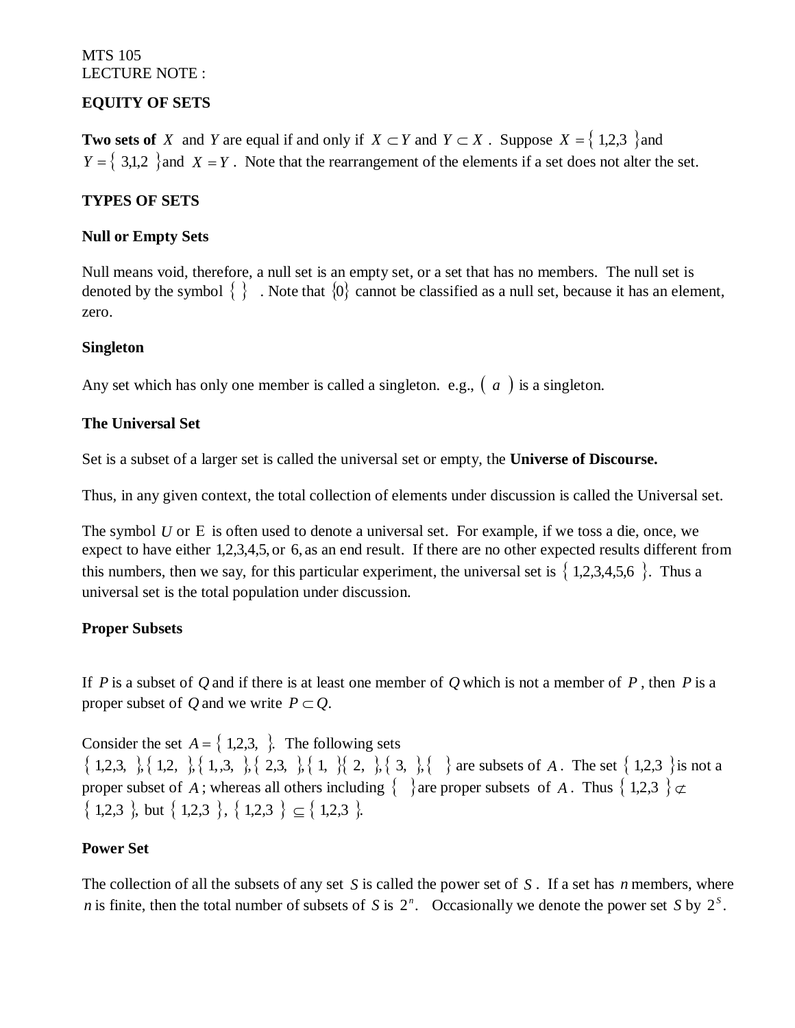MTS 105
LECTURE NOTE :

**EQUITY OF SETS**

**Two sets of** $X$ and $Y$ are equal if and only if $X \subset Y$ and $Y \subset X$. Suppose $X = \{ 1,2,3 \}$ and $Y = \{ 3,1,2 \}$ and $X = Y$. Note that the rearrangement of the elements if a set does not alter the set.

**TYPES OF SETS**

**Null or Empty Sets**

Null means void, therefore, a null set is an empty set, or a set that has no members. The null set is denoted by the symbol $\{ \}$. Note that $\{0\}$ cannot be classified as a null set, because it has an element, zero.

**Singleton**

Any set which has only one member is called a singleton. e.g., $( a )$ is a singleton.

**The Universal Set**

Set is a subset of a larger set is called the universal set or empty, the **Universe of Discourse.**

Thus, in any given context, the total collection of elements under discussion is called the Universal set.

The symbol $U$ or E is often used to denote a universal set. For example, if we toss a die, once, we expect to have either 1,2,3,4,5, or 6, as an end result. If there are no other expected results different from this numbers, then we say, for this particular experiment, the universal set is $\{ 1,2,3,4,5,6 \}$. Thus a universal set is the total population under discussion.

**Proper Subsets**

If $P$ is a subset of $Q$ and if there is at least one member of $Q$ which is not a member of $P$, then $P$ is a proper subset of $Q$ and we write $P \subset Q$.

Consider the set $A = \{ 1,2,3, \}$. The following sets $\{ 1,2,3, \}, \{ 1,2, \}, \{ 1,,3, \}, \{ 2,3, \}, \{ 1, \}\{ 2, \}, \{ 3, \}, \{ \}$ are subsets of $A$. The set $\{ 1,2,3 \}$ is not a proper subset of $A$; whereas all others including $\{ \}$ are proper subsets of $A$. Thus $\{ 1,2,3 \} \not\subset \{ 1,2,3 \}$, but $\{ 1,2,3 \}, \{ 1,2,3 \} \subseteq \{ 1,2,3 \}$.

**Power Set**

The collection of all the subsets of any set $S$ is called the power set of $S$. If a set has $n$ members, where $n$ is finite, then the total number of subsets of $S$ is $2^n$. Occasionally we denote the power set $S$ by $2^S$.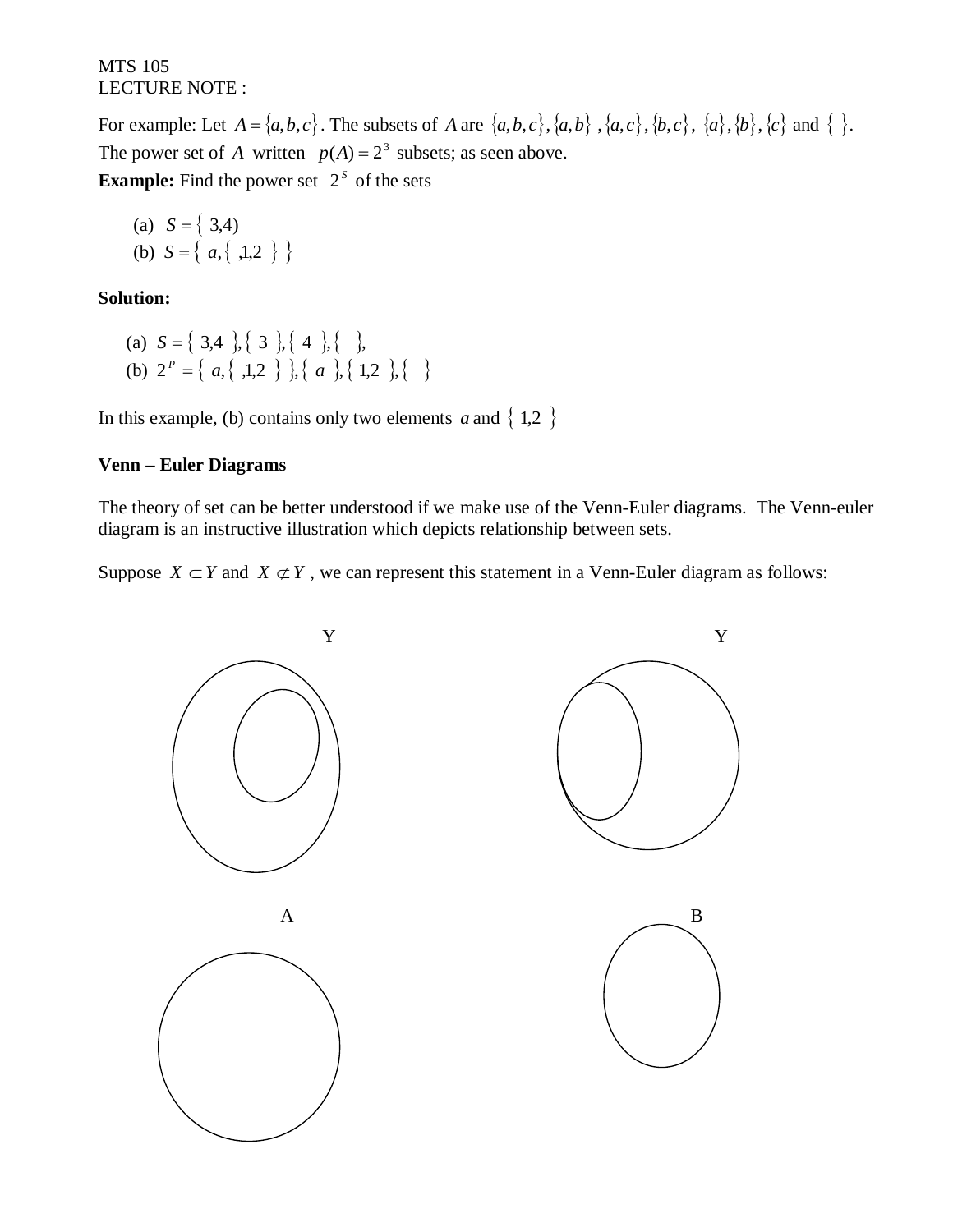MTS 105
LECTURE NOTE :

For example: Let $A = \{a, b, c\}$. The subsets of $A$ are $\{a, b, c\}, \{a, b\}, \{a, c\}, \{b, c\}, \{a\}, \{b\}, \{c\}$ and $\{\ \}$. The power set of $A$ written $p(A) = 2^3$ subsets; as seen above.

**Example:** Find the power set $2^S$ of the sets

(a) $S = \{\ 3,4)$
(b) $S = \{\ a, \{\ ,1,2\ \}\ \}$

**Solution:**

(a) $S = \{\ 3,4\ \}, \{\ 3\ \}, \{\ 4\ \}, \{\ \ \},$
(b) $2^P = \{\ a, \{\ ,1,2\ \}\ \}, \{\ a\ \}, \{\ 1,2\ \}, \{\ \ \}$

In this example, (b) contains only two elements $a$ and $\{\ 1,2\ \}$

**Venn – Euler Diagrams**

The theory of set can be better understood if we make use of the Venn-Euler diagrams. The Venn-euler diagram is an instructive illustration which depicts relationship between sets.

Suppose $X \subset Y$ and $X \not\subset Y$, we can represent this statement in a Venn-Euler diagram as follows:

Y

Y

A

B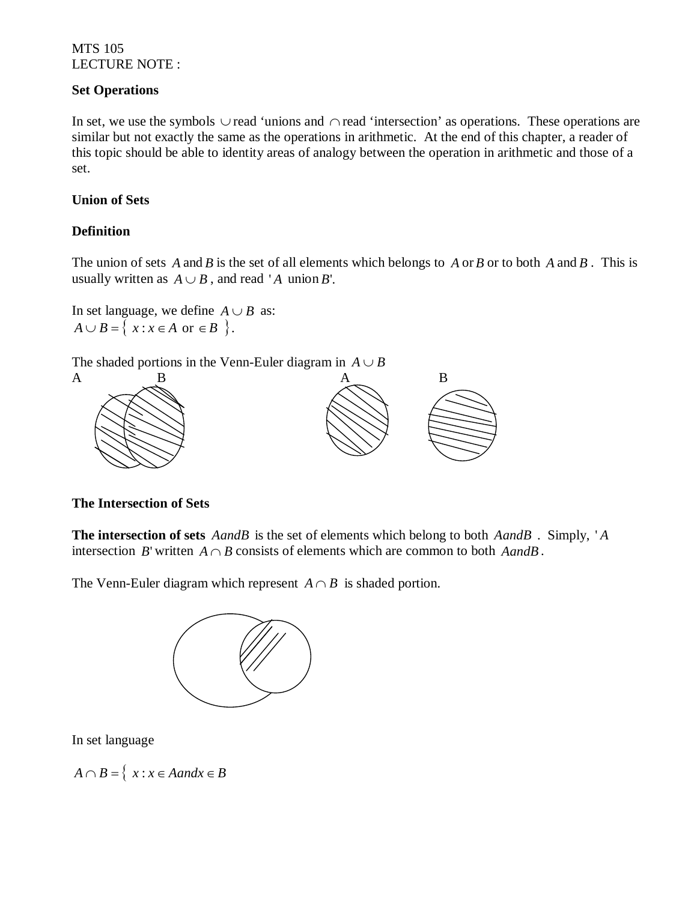MTS 105
LECTURE NOTE :

**Set Operations**

In set, we use the symbols $\cup$ read 'unions and $\cap$ read 'intersection' as operations. These operations are similar but not exactly the same as the operations in arithmetic. At the end of this chapter, a reader of this topic should be able to identity areas of analogy between the operation in arithmetic and those of a set.

**Union of Sets**

**Definition**

The union of sets $A$ and $B$ is the set of all elements which belongs to $A$ or $B$ or to both $A$ and $B$. This is usually written as $A \cup B$, and read '$A$ union $B$'.

In set language, we define $A \cup B$ as:
$A \cup B = \{ x : x \in A \text{ or } \in B \}$.

The shaded portions in the Venn-Euler diagram in $A \cup B$

A B A B

**The Intersection of Sets**

**The intersection of sets** $A and B$ is the set of elements which belong to both $A and B$. Simply, '$A$ intersection $B$' written $A \cap B$ consists of elements which are common to both $A and B$.

The Venn-Euler diagram which represent $A \cap B$ is shaded portion.

In set language

$A \cap B = \{ x : x \in A and x \in B$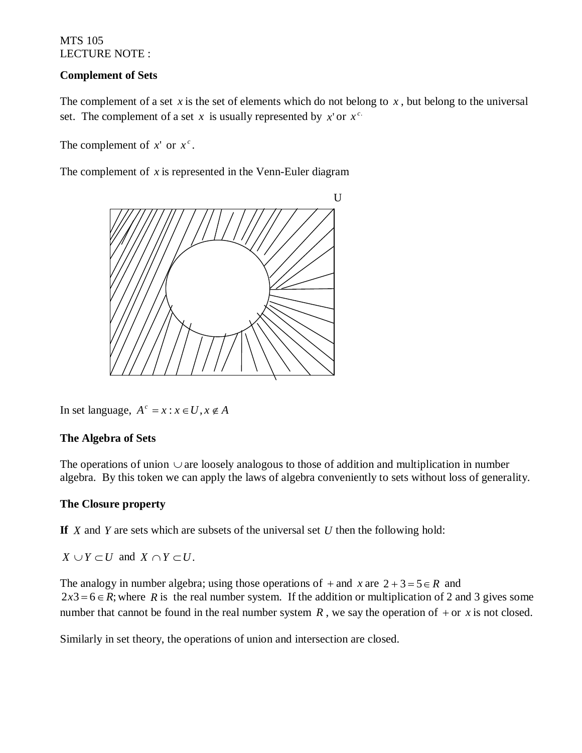MTS 105
LECTURE NOTE :

**Complement of Sets**

The complement of a set $x$ is the set of elements which do not belong to $x$, but belong to the universal set. The complement of a set $x$ is usually represented by $x'$ or $x^{c.}$

The complement of $x'$ or $x^c$.

The complement of $x$ is represented in the Venn-Euler diagram

In set language, $A^c = x : x \in U, x \notin A$

**The Algebra of Sets**

The operations of union $\cup$ are loosely analogous to those of addition and multiplication in number algebra. By this token we can apply the laws of algebra conveniently to sets without loss of generality.

**The Closure property**

**If** $X$ and $Y$ are sets which are subsets of the universal set $U$ then the following hold:

$X \cup Y \subset U$ and $X \cap Y \subset U$.

The analogy in number algebra; using those operations of $+$ and $x$ are $2 + 3 = 5 \in R$ and $2x3 = 6 \in R$; where $R$ is the real number system. If the addition or multiplication of 2 and 3 gives some number that cannot be found in the real number system $R$, we say the operation of $+$ or $x$ is not closed.

Similarly in set theory, the operations of union and intersection are closed.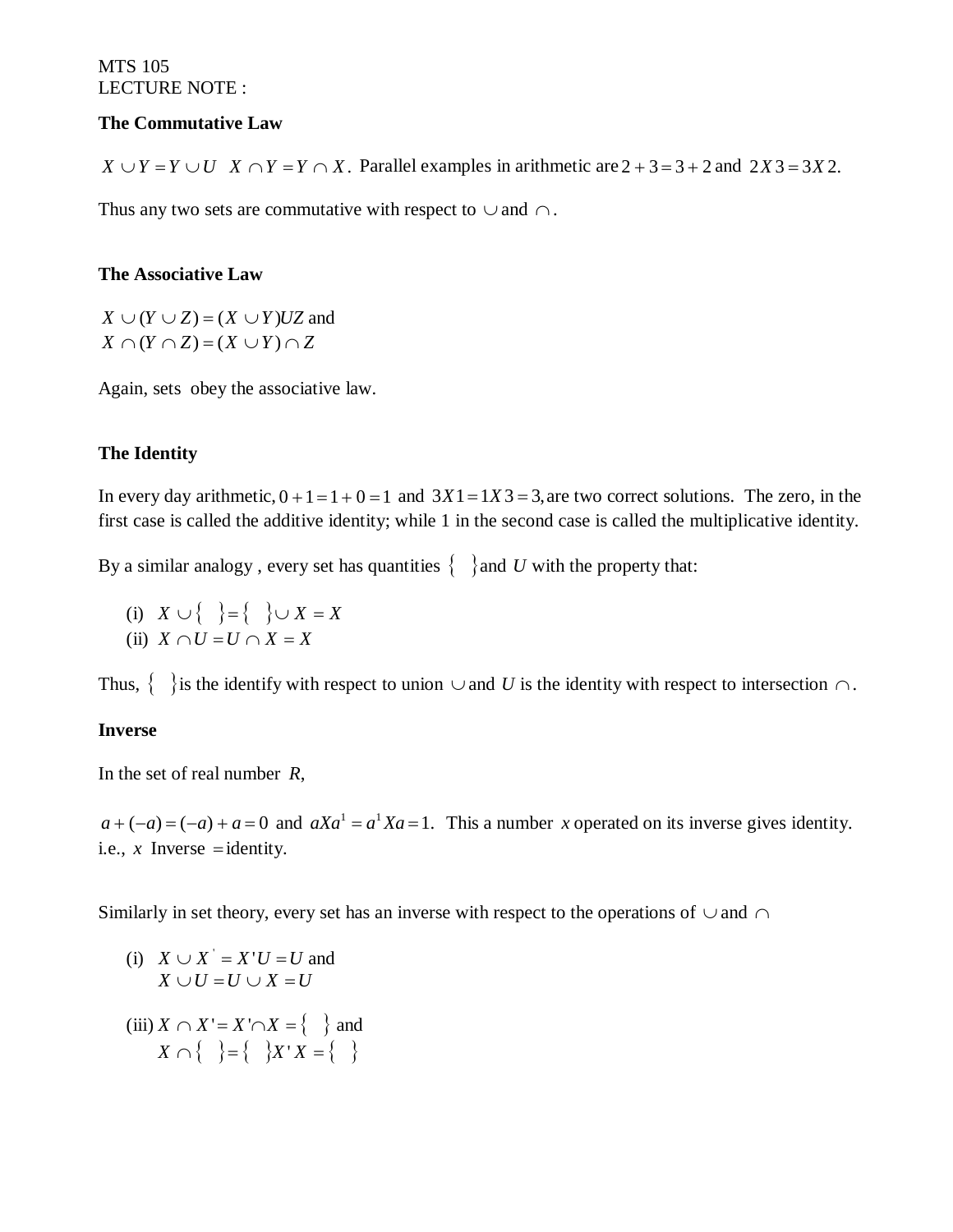MTS 105
LECTURE NOTE :

**The Commutative Law**

$X \cup Y = Y \cup U \quad X \cap Y = Y \cap X$. Parallel examples in arithmetic are $2 + 3 = 3 + 2$ and $2X3 = 3X2$.

Thus any two sets are commutative with respect to $\cup$ and $\cap$.

**The Associative Law**

$X \cup (Y \cup Z) = (X \cup Y)UZ$ and
$X \cap (Y \cap Z) = (X \cup Y) \cap Z$

Again, sets obey the associative law.

**The Identity**

In every day arithmetic, $0 + 1 = 1 + 0 = 1$ and $3X1 = 1X3 = 3$, are two correct solutions. The zero, in the first case is called the additive identity; while 1 in the second case is called the multiplicative identity.

By a similar analogy , every set has quantities $\{\ \}$ and $U$ with the property that:

(i) $X \cup \{\ \} = \{\ \} \cup X = X$
(ii) $X \cap U = U \cap X = X$

Thus, $\{\ \}$ is the identify with respect to union $\cup$ and $U$ is the identity with respect to intersection $\cap$.

**Inverse**

In the set of real number *R*,

$a + (-a) = (-a) + a = 0$ and $aXa^1 = a^1 Xa = 1$. This a number $x$ operated on its inverse gives identity. i.e., $x$ Inverse $=$ identity.

Similarly in set theory, every set has an inverse with respect to the operations of $\cup$ and $\cap$

(i) $X \cup X' = X'U = U$ and
$X \cup U = U \cup X = U$

(iii) $X \cap X' = X' \cap X = \{\ \}$ and
$X \cap \{\ \} = \{\ \}X'X = \{\ \}$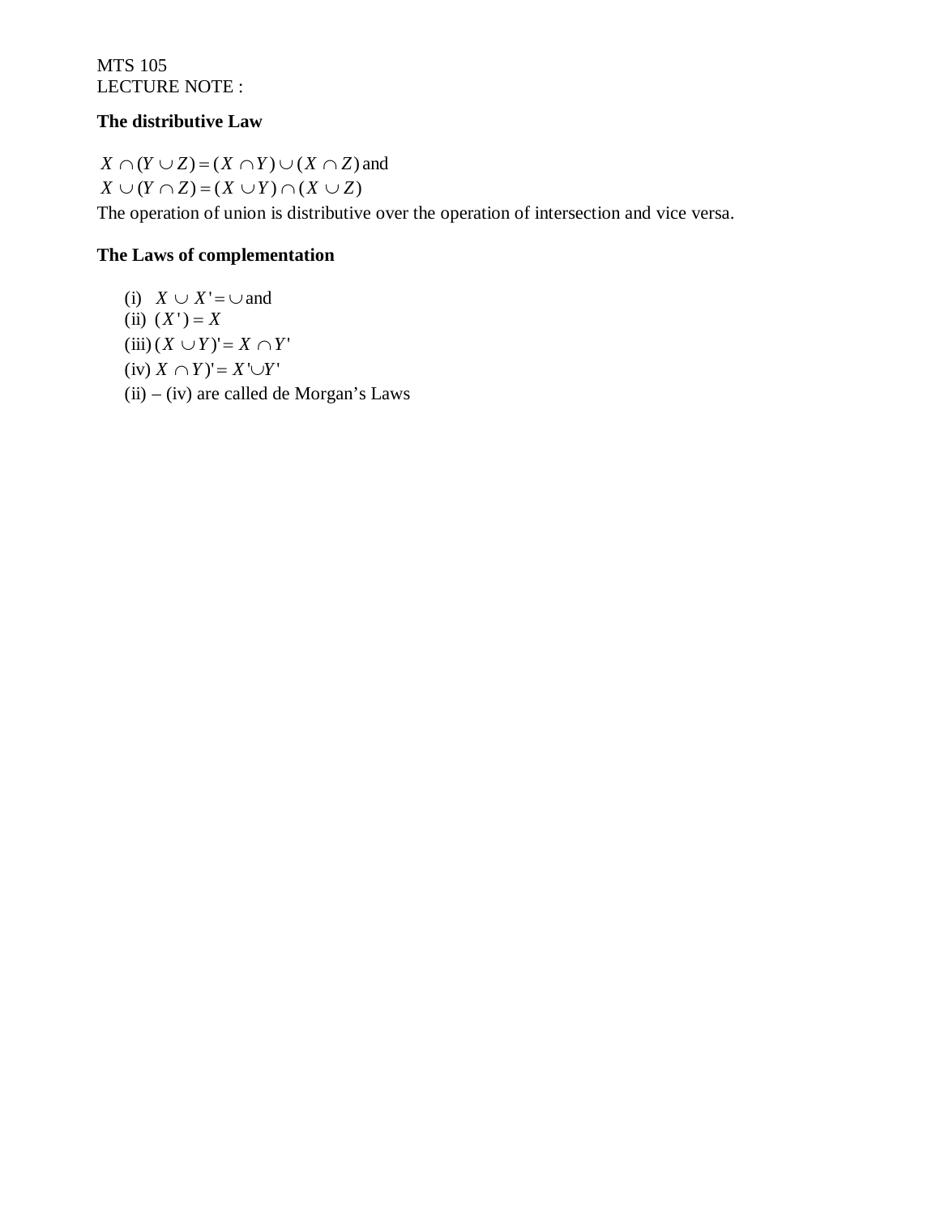MTS 105
LECTURE NOTE :

**The distributive Law**

$X \cap (Y \cup Z) = (X \cap Y) \cup (X \cap Z)$ and
$X \cup (Y \cap Z) = (X \cup Y) \cap (X \cup Z)$
The operation of union is distributive over the operation of intersection and vice versa.

**The Laws of complementation**

(i) $X \cup X' = \cup$ and
(ii) $(X') = X$
(iii) $(X \cup Y)' = X \cap Y'$
(iv) $X \cap Y)' = X' \cup Y'$
(ii) – (iv) are called de Morgan's Laws